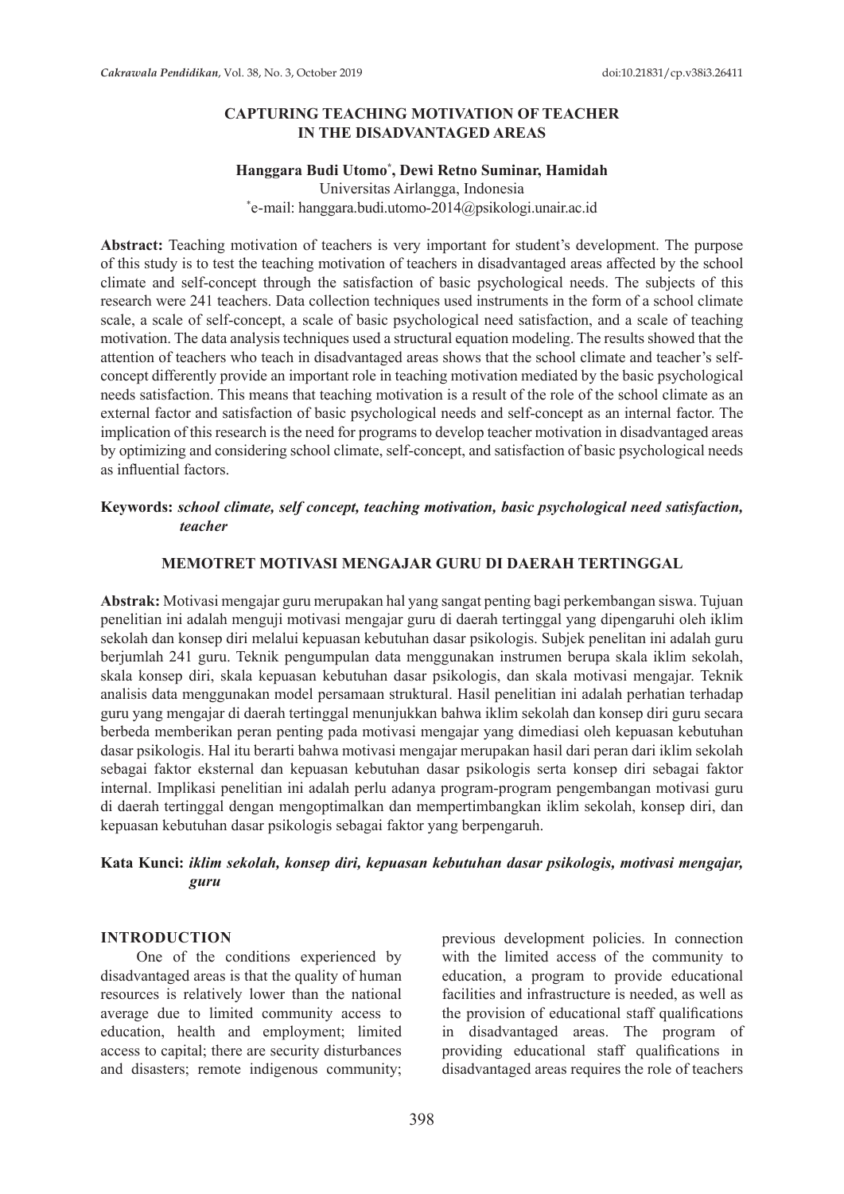# CAPTURING TEACHING MOTIVATION OF TEACHER IN THE DISADVANTAGED AREAS

**Hanggara Budi Utomo[*], Dewi Retno Suminar, Hamidah**

Universitas Airlangga, Indonesia

[*]e-mail: hanggara.budi.utomo-2014@psikologi.unair.ac.id

**Abstract:** Teaching motivation of teachers is very important for student's development. The purpose of this study is to test the teaching motivation of teachers in disadvantaged areas affected by the school climate and self-concept through the satisfaction of basic psychological needs. The subjects of this research were 241 teachers. Data collection techniques used instruments in the form of a school climate scale, a scale of self-concept, a scale of basic psychological need satisfaction, and a scale of teaching motivation. The data analysis techniques used a structural equation modeling. The results showed that the attention of teachers who teach in disadvantaged areas shows that the school climate and teacher's self-concept differently provide an important role in teaching motivation mediated by the basic psychological needs satisfaction. This means that teaching motivation is a result of the role of the school climate as an external factor and satisfaction of basic psychological needs and self-concept as an internal factor. The implication of this research is the need for programs to develop teacher motivation in disadvantaged areas by optimizing and considering school climate, self-concept, and satisfaction of basic psychological needs as influential factors.

**Keywords:** ***school climate, self concept, teaching motivation, basic psychological need satisfaction, teacher***

## MEMOTRET MOTIVASI MENGAJAR GURU DI DAERAH TERTINGGAL

**Abstrak:** Motivasi mengajar guru merupakan hal yang sangat penting bagi perkembangan siswa. Tujuan penelitian ini adalah menguji motivasi mengajar guru di daerah tertinggal yang dipengaruhi oleh iklim sekolah dan konsep diri melalui kepuasan kebutuhan dasar psikologis. Subjek penelitan ini adalah guru berjumlah 241 guru. Teknik pengumpulan data menggunakan instrumen berupa skala iklim sekolah, skala konsep diri, skala kepuasan kebutuhan dasar psikologis, dan skala motivasi mengajar. Teknik analisis data menggunakan model persamaan struktural. Hasil penelitian ini adalah perhatian terhadap guru yang mengajar di daerah tertinggal menunjukkan bahwa iklim sekolah dan konsep diri guru secara berbeda memberikan peran penting pada motivasi mengajar yang dimediasi oleh kepuasan kebutuhan dasar psikologis. Hal itu berarti bahwa motivasi mengajar merupakan hasil dari peran dari iklim sekolah sebagai faktor eksternal dan kepuasan kebutuhan dasar psikologis serta konsep diri sebagai faktor internal. Implikasi penelitian ini adalah perlu adanya program-program pengembangan motivasi guru di daerah tertinggal dengan mengoptimalkan dan mempertimbangkan iklim sekolah, konsep diri, dan kepuasan kebutuhan dasar psikologis sebagai faktor yang berpengaruh.

**Kata Kunci:** ***iklim sekolah, konsep diri, kepuasan kebutuhan dasar psikologis, motivasi mengajar, guru***

## INTRODUCTION

One of the conditions experienced by disadvantaged areas is that the quality of human resources is relatively lower than the national average due to limited community access to education, health and employment; limited access to capital; there are security disturbances and disasters; remote indigenous community; previous development policies. In connection with the limited access of the community to education, a program to provide educational facilities and infrastructure is needed, as well as the provision of educational staff qualifications in disadvantaged areas. The program of providing educational staff qualifications in disadvantaged areas requires the role of teachers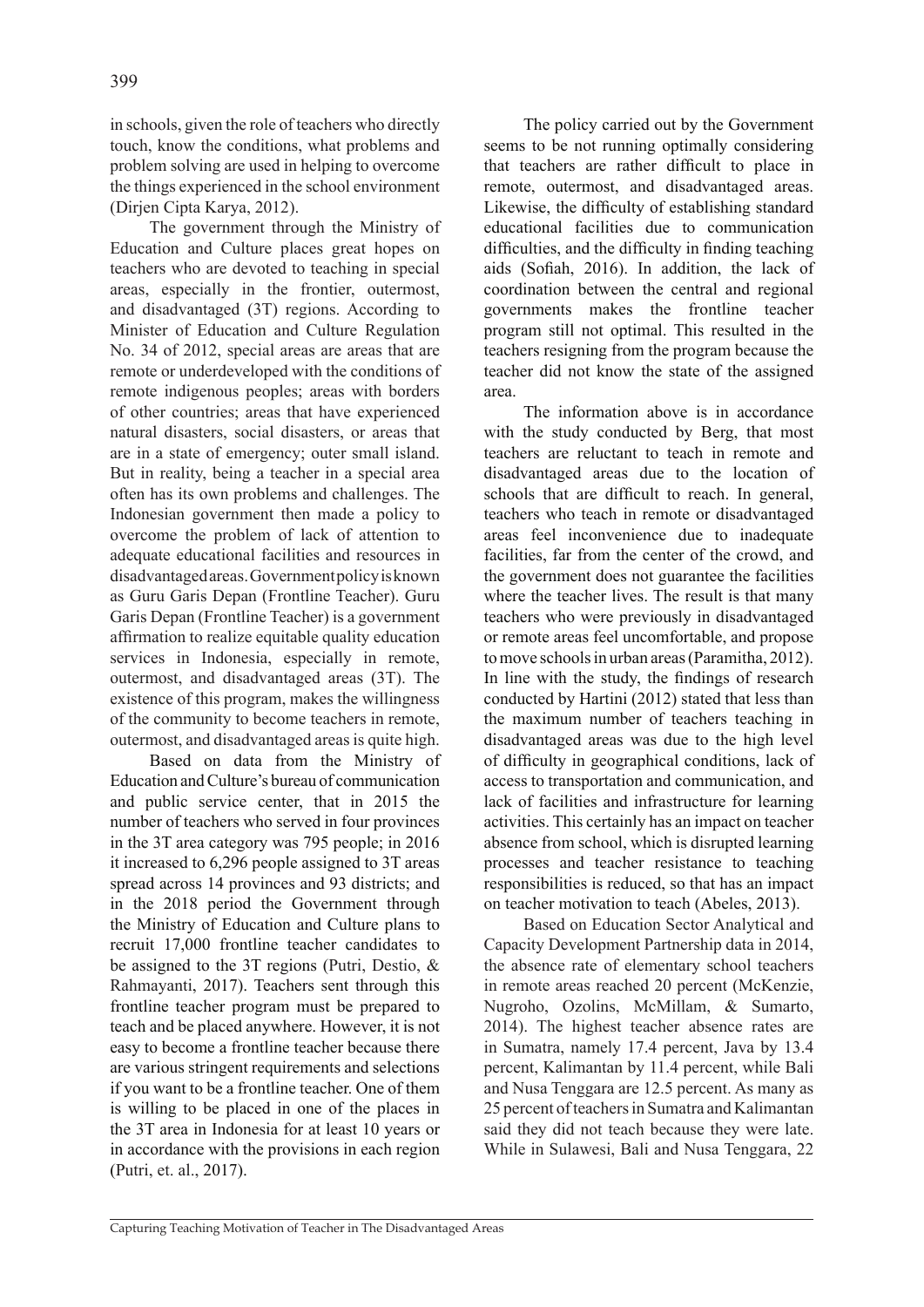in schools, given the role of teachers who directly touch, know the conditions, what problems and problem solving are used in helping to overcome the things experienced in the school environment (Dirjen Cipta Karya, 2012).

The government through the Ministry of Education and Culture places great hopes on teachers who are devoted to teaching in special areas, especially in the frontier, outermost, and disadvantaged (3T) regions. According to Minister of Education and Culture Regulation No. 34 of 2012, special areas are areas that are remote or underdeveloped with the conditions of remote indigenous peoples; areas with borders of other countries; areas that have experienced natural disasters, social disasters, or areas that are in a state of emergency; outer small island. But in reality, being a teacher in a special area often has its own problems and challenges. The Indonesian government then made a policy to overcome the problem of lack of attention to adequate educational facilities and resources in disadvantaged areas. Government policy is known as Guru Garis Depan (Frontline Teacher). Guru Garis Depan (Frontline Teacher) is a government affirmation to realize equitable quality education services in Indonesia, especially in remote, outermost, and disadvantaged areas (3T). The existence of this program, makes the willingness of the community to become teachers in remote, outermost, and disadvantaged areas is quite high.

Based on data from the Ministry of Education and Culture's bureau of communication and public service center, that in 2015 the number of teachers who served in four provinces in the 3T area category was 795 people; in 2016 it increased to 6,296 people assigned to 3T areas spread across 14 provinces and 93 districts; and in the 2018 period the Government through the Ministry of Education and Culture plans to recruit 17,000 frontline teacher candidates to be assigned to the 3T regions (Putri, Destio, & Rahmayanti, 2017). Teachers sent through this frontline teacher program must be prepared to teach and be placed anywhere. However, it is not easy to become a frontline teacher because there are various stringent requirements and selections if you want to be a frontline teacher. One of them is willing to be placed in one of the places in the 3T area in Indonesia for at least 10 years or in accordance with the provisions in each region (Putri, et. al., 2017).

The policy carried out by the Government seems to be not running optimally considering that teachers are rather difficult to place in remote, outermost, and disadvantaged areas. Likewise, the difficulty of establishing standard educational facilities due to communication difficulties, and the difficulty in finding teaching aids (Sofiah, 2016). In addition, the lack of coordination between the central and regional governments makes the frontline teacher program still not optimal. This resulted in the teachers resigning from the program because the teacher did not know the state of the assigned area.

The information above is in accordance with the study conducted by Berg, that most teachers are reluctant to teach in remote and disadvantaged areas due to the location of schools that are difficult to reach. In general, teachers who teach in remote or disadvantaged areas feel inconvenience due to inadequate facilities, far from the center of the crowd, and the government does not guarantee the facilities where the teacher lives. The result is that many teachers who were previously in disadvantaged or remote areas feel uncomfortable, and propose to move schools in urban areas (Paramitha, 2012). In line with the study, the findings of research conducted by Hartini (2012) stated that less than the maximum number of teachers teaching in disadvantaged areas was due to the high level of difficulty in geographical conditions, lack of access to transportation and communication, and lack of facilities and infrastructure for learning activities. This certainly has an impact on teacher absence from school, which is disrupted learning processes and teacher resistance to teaching responsibilities is reduced, so that has an impact on teacher motivation to teach (Abeles, 2013).

Based on Education Sector Analytical and Capacity Development Partnership data in 2014, the absence rate of elementary school teachers in remote areas reached 20 percent (McKenzie, Nugroho, Ozolins, McMillam, & Sumarto, 2014). The highest teacher absence rates are in Sumatra, namely 17.4 percent, Java by 13.4 percent, Kalimantan by 11.4 percent, while Bali and Nusa Tenggara are 12.5 percent. As many as 25 percent of teachers in Sumatra and Kalimantan said they did not teach because they were late. While in Sulawesi, Bali and Nusa Tenggara, 22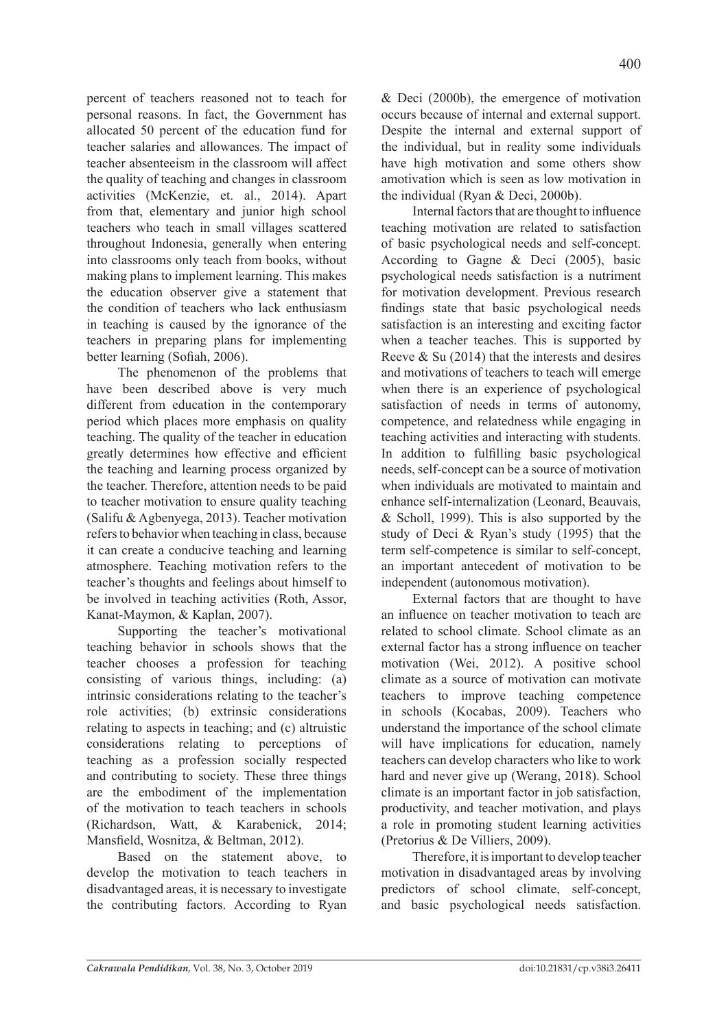percent of teachers reasoned not to teach for personal reasons. In fact, the Government has allocated 50 percent of the education fund for teacher salaries and allowances. The impact of teacher absenteeism in the classroom will affect the quality of teaching and changes in classroom activities (McKenzie, et. al., 2014). Apart from that, elementary and junior high school teachers who teach in small villages scattered throughout Indonesia, generally when entering into classrooms only teach from books, without making plans to implement learning. This makes the education observer give a statement that the condition of teachers who lack enthusiasm in teaching is caused by the ignorance of the teachers in preparing plans for implementing better learning (Sofiah, 2006).

The phenomenon of the problems that have been described above is very much different from education in the contemporary period which places more emphasis on quality teaching. The quality of the teacher in education greatly determines how effective and efficient the teaching and learning process organized by the teacher. Therefore, attention needs to be paid to teacher motivation to ensure quality teaching (Salifu & Agbenyega, 2013). Teacher motivation refers to behavior when teaching in class, because it can create a conducive teaching and learning atmosphere. Teaching motivation refers to the teacher's thoughts and feelings about himself to be involved in teaching activities (Roth, Assor, Kanat-Maymon, & Kaplan, 2007).

Supporting the teacher's motivational teaching behavior in schools shows that the teacher chooses a profession for teaching consisting of various things, including: (a) intrinsic considerations relating to the teacher's role activities; (b) extrinsic considerations relating to aspects in teaching; and (c) altruistic considerations relating to perceptions of teaching as a profession socially respected and contributing to society. These three things are the embodiment of the implementation of the motivation to teach teachers in schools (Richardson, Watt, & Karabenick, 2014; Mansfield, Wosnitza, & Beltman, 2012).

Based on the statement above, to develop the motivation to teach teachers in disadvantaged areas, it is necessary to investigate the contributing factors. According to Ryan & Deci (2000b), the emergence of motivation occurs because of internal and external support. Despite the internal and external support of the individual, but in reality some individuals have high motivation and some others show amotivation which is seen as low motivation in the individual (Ryan & Deci, 2000b).

Internal factors that are thought to influence teaching motivation are related to satisfaction of basic psychological needs and self-concept. According to Gagne & Deci (2005), basic psychological needs satisfaction is a nutriment for motivation development. Previous research findings state that basic psychological needs satisfaction is an interesting and exciting factor when a teacher teaches. This is supported by Reeve & Su (2014) that the interests and desires and motivations of teachers to teach will emerge when there is an experience of psychological satisfaction of needs in terms of autonomy, competence, and relatedness while engaging in teaching activities and interacting with students. In addition to fulfilling basic psychological needs, self-concept can be a source of motivation when individuals are motivated to maintain and enhance self-internalization (Leonard, Beauvais, & Scholl, 1999). This is also supported by the study of Deci & Ryan's study (1995) that the term self-competence is similar to self-concept, an important antecedent of motivation to be independent (autonomous motivation).

External factors that are thought to have an influence on teacher motivation to teach are related to school climate. School climate as an external factor has a strong influence on teacher motivation (Wei, 2012). A positive school climate as a source of motivation can motivate teachers to improve teaching competence in schools (Kocabas, 2009). Teachers who understand the importance of the school climate will have implications for education, namely teachers can develop characters who like to work hard and never give up (Werang, 2018). School climate is an important factor in job satisfaction, productivity, and teacher motivation, and plays a role in promoting student learning activities (Pretorius & De Villiers, 2009).

Therefore, it is important to develop teacher motivation in disadvantaged areas by involving predictors of school climate, self-concept, and basic psychological needs satisfaction.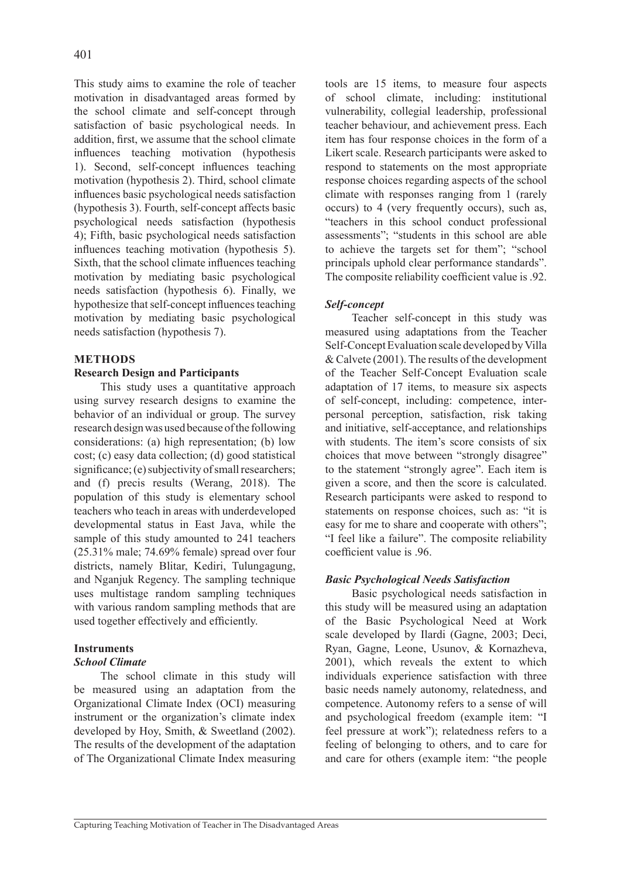This study aims to examine the role of teacher motivation in disadvantaged areas formed by the school climate and self-concept through satisfaction of basic psychological needs. In addition, first, we assume that the school climate influences teaching motivation (hypothesis 1). Second, self-concept influences teaching motivation (hypothesis 2). Third, school climate influences basic psychological needs satisfaction (hypothesis 3). Fourth, self-concept affects basic psychological needs satisfaction (hypothesis 4); Fifth, basic psychological needs satisfaction influences teaching motivation (hypothesis 5). Sixth, that the school climate influences teaching motivation by mediating basic psychological needs satisfaction (hypothesis 6). Finally, we hypothesize that self-concept influences teaching motivation by mediating basic psychological needs satisfaction (hypothesis 7).

## METHODS

### Research Design and Participants

This study uses a quantitative approach using survey research designs to examine the behavior of an individual or group. The survey research design was used because of the following considerations: (a) high representation; (b) low cost; (c) easy data collection; (d) good statistical significance; (e) subjectivity of small researchers; and (f) precis results (Werang, 2018). The population of this study is elementary school teachers who teach in areas with underdeveloped developmental status in East Java, while the sample of this study amounted to 241 teachers (25.31% male; 74.69% female) spread over four districts, namely Blitar, Kediri, Tulungagung, and Nganjuk Regency. The sampling technique uses multistage random sampling techniques with various random sampling methods that are used together effectively and efficiently.

### Instruments

#### *School Climate*

The school climate in this study will be measured using an adaptation from the Organizational Climate Index (OCI) measuring instrument or the organization's climate index developed by Hoy, Smith, & Sweetland (2002). The results of the development of the adaptation of The Organizational Climate Index measuring tools are 15 items, to measure four aspects of school climate, including: institutional vulnerability, collegial leadership, professional teacher behaviour, and achievement press. Each item has four response choices in the form of a Likert scale. Research participants were asked to respond to statements on the most appropriate response choices regarding aspects of the school climate with responses ranging from 1 (rarely occurs) to 4 (very frequently occurs), such as, "teachers in this school conduct professional assessments"; "students in this school are able to achieve the targets set for them"; "school principals uphold clear performance standards". The composite reliability coefficient value is .92.

#### *Self-concept*

Teacher self-concept in this study was measured using adaptations from the Teacher Self-Concept Evaluation scale developed by Villa & Calvete (2001). The results of the development of the Teacher Self-Concept Evaluation scale adaptation of 17 items, to measure six aspects of self-concept, including: competence, inter-personal perception, satisfaction, risk taking and initiative, self-acceptance, and relationships with students. The item's score consists of six choices that move between "strongly disagree" to the statement "strongly agree". Each item is given a score, and then the score is calculated. Research participants were asked to respond to statements on response choices, such as: "it is easy for me to share and cooperate with others"; "I feel like a failure". The composite reliability coefficient value is .96.

#### *Basic Psychological Needs Satisfaction*

Basic psychological needs satisfaction in this study will be measured using an adaptation of the Basic Psychological Need at Work scale developed by Ilardi (Gagne, 2003; Deci, Ryan, Gagne, Leone, Usunov, & Kornazheva, 2001), which reveals the extent to which individuals experience satisfaction with three basic needs namely autonomy, relatedness, and competence. Autonomy refers to a sense of will and psychological freedom (example item: "I feel pressure at work"); relatedness refers to a feeling of belonging to others, and to care for and care for others (example item: "the people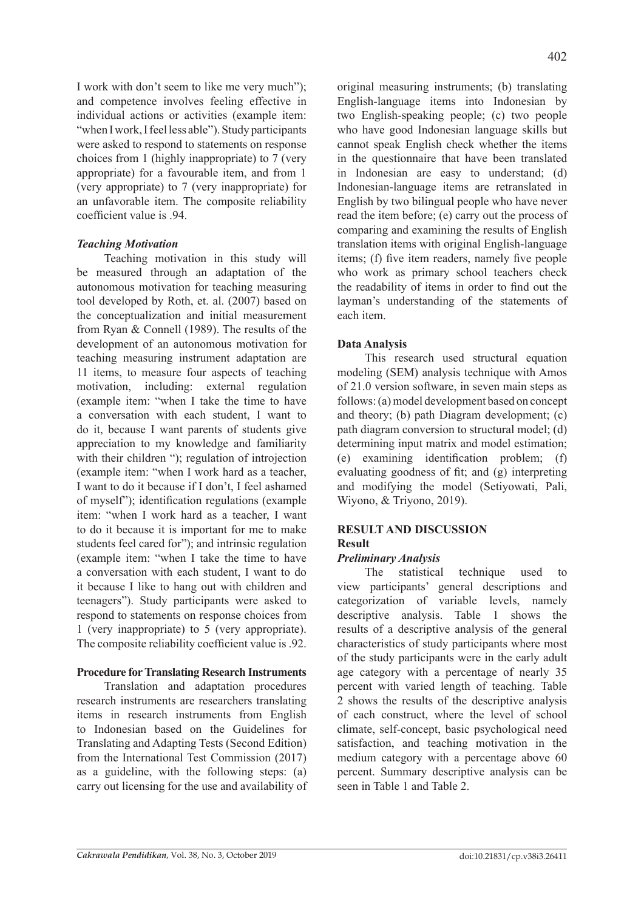I work with don't seem to like me very much"); and competence involves feeling effective in individual actions or activities (example item: "when I work, I feel less able"). Study participants were asked to respond to statements on response choices from 1 (highly inappropriate) to 7 (very appropriate) for a favourable item, and from 1 (very appropriate) to 7 (very inappropriate) for an unfavorable item. The composite reliability coefficient value is .94.

### *Teaching Motivation*

Teaching motivation in this study will be measured through an adaptation of the autonomous motivation for teaching measuring tool developed by Roth, et. al. (2007) based on the conceptualization and initial measurement from Ryan & Connell (1989). The results of the development of an autonomous motivation for teaching measuring instrument adaptation are 11 items, to measure four aspects of teaching motivation, including: external regulation (example item: "when I take the time to have a conversation with each student, I want to do it, because I want parents of students give appreciation to my knowledge and familiarity with their children "); regulation of introjection (example item: "when I work hard as a teacher, I want to do it because if I don't, I feel ashamed of myself"); identification regulations (example item: "when I work hard as a teacher, I want to do it because it is important for me to make students feel cared for"); and intrinsic regulation (example item: "when I take the time to have a conversation with each student, I want to do it because I like to hang out with children and teenagers"). Study participants were asked to respond to statements on response choices from 1 (very inappropriate) to 5 (very appropriate). The composite reliability coefficient value is .92.

## **Procedure for Translating Research Instruments**

Translation and adaptation procedures research instruments are researchers translating items in research instruments from English to Indonesian based on the Guidelines for Translating and Adapting Tests (Second Edition) from the International Test Commission (2017) as a guideline, with the following steps: (a) carry out licensing for the use and availability of original measuring instruments; (b) translating English-language items into Indonesian by two English-speaking people; (c) two people who have good Indonesian language skills but cannot speak English check whether the items in the questionnaire that have been translated in Indonesian are easy to understand; (d) Indonesian-language items are retranslated in English by two bilingual people who have never read the item before; (e) carry out the process of comparing and examining the results of English translation items with original English-language items; (f) five item readers, namely five people who work as primary school teachers check the readability of items in order to find out the layman's understanding of the statements of each item.

## **Data Analysis**

This research used structural equation modeling (SEM) analysis technique with Amos of 21.0 version software, in seven main steps as follows: (a) model development based on concept and theory; (b) path Diagram development; (c) path diagram conversion to structural model; (d) determining input matrix and model estimation; (e) examining identification problem; (f) evaluating goodness of fit; and (g) interpreting and modifying the model (Setiyowati, Pali, Wiyono, & Triyono, 2019).

## **RESULT AND DISCUSSION**

### **Result**

### *Preliminary Analysis*

The statistical technique used to view participants' general descriptions and categorization of variable levels, namely descriptive analysis. Table 1 shows the results of a descriptive analysis of the general characteristics of study participants where most of the study participants were in the early adult age category with a percentage of nearly 35 percent with varied length of teaching. Table 2 shows the results of the descriptive analysis of each construct, where the level of school climate, self-concept, basic psychological need satisfaction, and teaching motivation in the medium category with a percentage above 60 percent. Summary descriptive analysis can be seen in Table 1 and Table 2.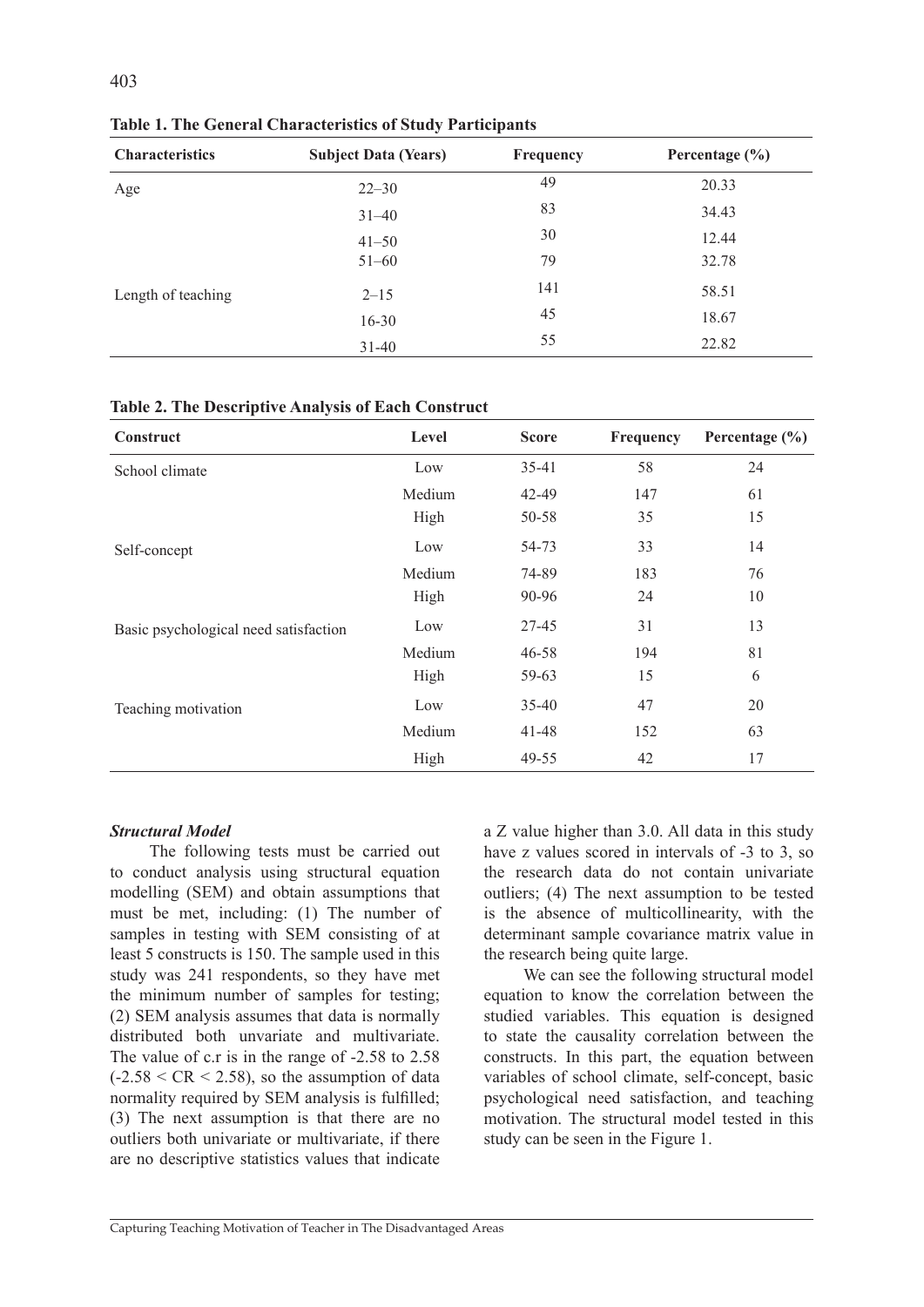**Table 1. The General Characteristics of Study Participants**

| Characteristics | Subject Data (Years) | Frequency | Percentage (%) |
|---|---|---|---|
| Age | 22–30 | 49 | 20.33 |
| | 31–40 | 83 | 34.43 |
| | 41–50 | 30 | 12.44 |
| | 51–60 | 79 | 32.78 |
| Length of teaching | 2–15 | 141 | 58.51 |
| | 16-30 | 45 | 18.67 |
| | 31-40 | 55 | 22.82 |

**Table 2. The Descriptive Analysis of Each Construct**

| Construct | Level | Score | Frequency | Percentage (%) |
|---|---|---|---|---|
| School climate | Low | 35-41 | 58 | 24 |
| | Medium | 42-49 | 147 | 61 |
| | High | 50-58 | 35 | 15 |
| Self-concept | Low | 54-73 | 33 | 14 |
| | Medium | 74-89 | 183 | 76 |
| | High | 90-96 | 24 | 10 |
| Basic psychological need satisfaction | Low | 27-45 | 31 | 13 |
| | Medium | 46-58 | 194 | 81 |
| | High | 59-63 | 15 | 6 |
| Teaching motivation | Low | 35-40 | 47 | 20 |
| | Medium | 41-48 | 152 | 63 |
| | High | 49-55 | 42 | 17 |

***Structural Model***

The following tests must be carried out to conduct analysis using structural equation modelling (SEM) and obtain assumptions that must be met, including: (1) The number of samples in testing with SEM consisting of at least 5 constructs is 150. The sample used in this study was 241 respondents, so they have met the minimum number of samples for testing; (2) SEM analysis assumes that data is normally distributed both unvariate and multivariate. The value of c.r is in the range of -2.58 to 2.58 ($-2.58 < CR < 2.58$), so the assumption of data normality required by SEM analysis is fulfilled; (3) The next assumption is that there are no outliers both univariate or multivariate, if there are no descriptive statistics values that indicate a Z value higher than 3.0. All data in this study have z values scored in intervals of -3 to 3, so the research data do not contain univariate outliers; (4) The next assumption to be tested is the absence of multicollinearity, with the determinant sample covariance matrix value in the research being quite large.

We can see the following structural model equation to know the correlation between the studied variables. This equation is designed to state the causality correlation between the constructs. In this part, the equation between variables of school climate, self-concept, basic psychological need satisfaction, and teaching motivation. The structural model tested in this study can be seen in the Figure 1.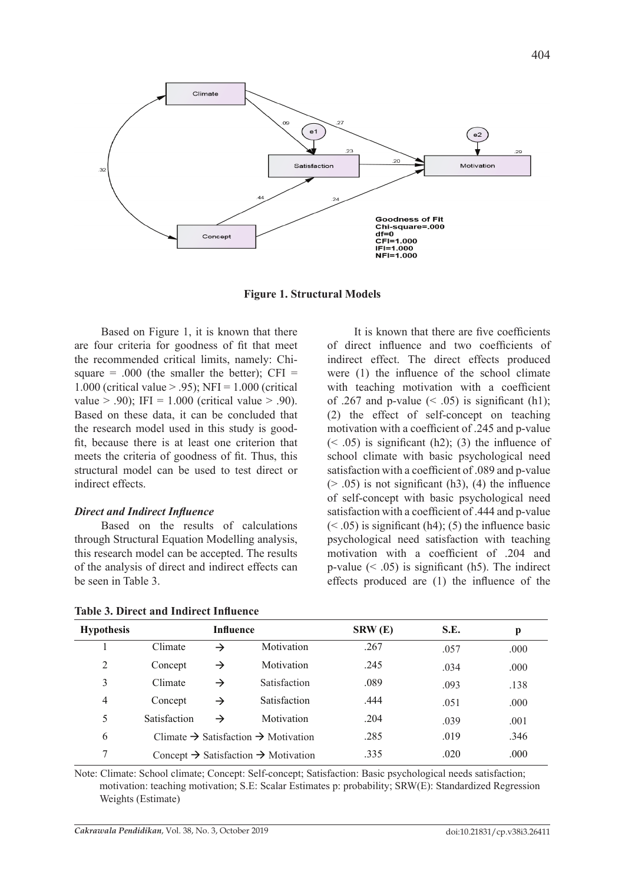**Figure 1. Structural Models**

Based on Figure 1, it is known that there are four criteria for goodness of fit that meet the recommended critical limits, namely: Chi-square = .000 (the smaller the better); CFI = 1.000 (critical value > .95); NFI = 1.000 (critical value > .90); IFI = 1.000 (critical value > .90). Based on these data, it can be concluded that the research model used in this study is good-fit, because there is at least one criterion that meets the criteria of goodness of fit. Thus, this structural model can be used to test direct or indirect effects.

### *Direct and Indirect Influence*

Based on the results of calculations through Structural Equation Modelling analysis, this research model can be accepted. The results of the analysis of direct and indirect effects can be seen in Table 3.

It is known that there are five coefficients of direct influence and two coefficients of indirect effect. The direct effects produced were (1) the influence of the school climate with teaching motivation with a coefficient of .267 and p-value (< .05) is significant (h1); (2) the effect of self-concept on teaching motivation with a coefficient of .245 and p-value (< .05) is significant (h2); (3) the influence of school climate with basic psychological need satisfaction with a coefficient of .089 and p-value (> .05) is not significant (h3), (4) the influence of self-concept with basic psychological need satisfaction with a coefficient of .444 and p-value (< .05) is significant (h4); (5) the influence basic psychological need satisfaction with teaching motivation with a coefficient of .204 and p-value (< .05) is significant (h5). The indirect effects produced are (1) the influence of the

**Table 3. Direct and Indirect Influence**

| Hypothesis | Influence | | | SRW (E) | S.E. | p |
|---|---|---|---|---|---|---|
| 1 | Climate | → | Motivation | .267 | .057 | .000 |
| 2 | Concept | → | Motivation | .245 | .034 | .000 |
| 3 | Climate | → | Satisfaction | .089 | .093 | .138 |
| 4 | Concept | → | Satisfaction | .444 | .051 | .000 |
| 5 | Satisfaction | → | Motivation | .204 | .039 | .001 |
| 6 | Climate → Satisfaction → Motivation | | | .285 | .019 | .346 |
| 7 | Concept → Satisfaction → Motivation | | | .335 | .020 | .000 |

Note: Climate: School climate; Concept: Self-concept; Satisfaction: Basic psychological needs satisfaction; motivation: teaching motivation; S.E: Scalar Estimates p: probability; SRW(E): Standardized Regression Weights (Estimate)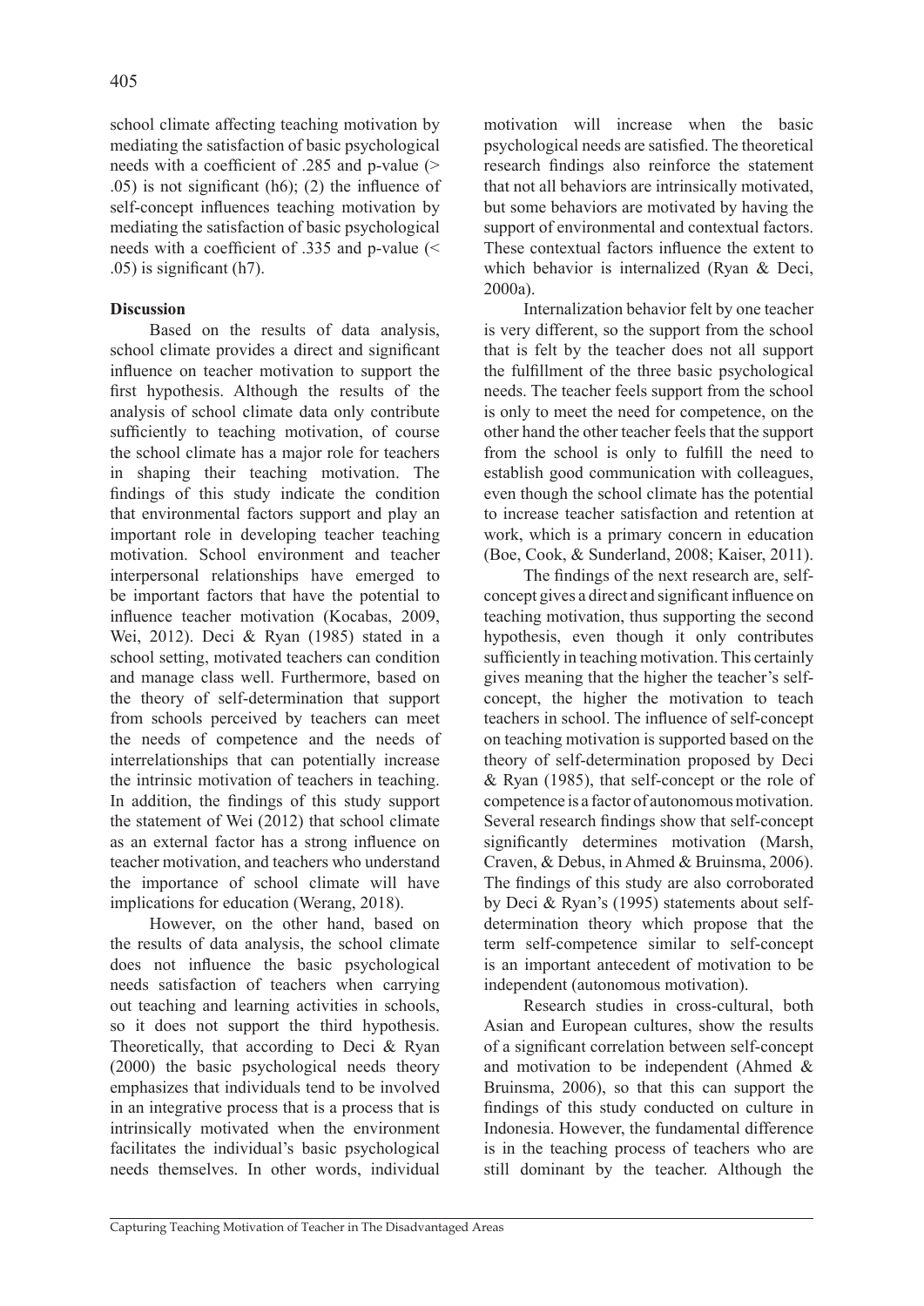school climate affecting teaching motivation by mediating the satisfaction of basic psychological needs with a coefficient of .285 and p-value (> .05) is not significant (h6); (2) the influence of self-concept influences teaching motivation by mediating the satisfaction of basic psychological needs with a coefficient of .335 and p-value (< .05) is significant (h7).

**Discussion**

Based on the results of data analysis, school climate provides a direct and significant influence on teacher motivation to support the first hypothesis. Although the results of the analysis of school climate data only contribute sufficiently to teaching motivation, of course the school climate has a major role for teachers in shaping their teaching motivation. The findings of this study indicate the condition that environmental factors support and play an important role in developing teacher teaching motivation. School environment and teacher interpersonal relationships have emerged to be important factors that have the potential to influence teacher motivation (Kocabas, 2009, Wei, 2012). Deci & Ryan (1985) stated in a school setting, motivated teachers can condition and manage class well. Furthermore, based on the theory of self-determination that support from schools perceived by teachers can meet the needs of competence and the needs of interrelationships that can potentially increase the intrinsic motivation of teachers in teaching. In addition, the findings of this study support the statement of Wei (2012) that school climate as an external factor has a strong influence on teacher motivation, and teachers who understand the importance of school climate will have implications for education (Werang, 2018).

However, on the other hand, based on the results of data analysis, the school climate does not influence the basic psychological needs satisfaction of teachers when carrying out teaching and learning activities in schools, so it does not support the third hypothesis. Theoretically, that according to Deci & Ryan (2000) the basic psychological needs theory emphasizes that individuals tend to be involved in an integrative process that is a process that is intrinsically motivated when the environment facilitates the individual's basic psychological needs themselves. In other words, individual motivation will increase when the basic psychological needs are satisfied. The theoretical research findings also reinforce the statement that not all behaviors are intrinsically motivated, but some behaviors are motivated by having the support of environmental and contextual factors. These contextual factors influence the extent to which behavior is internalized (Ryan & Deci, 2000a).

Internalization behavior felt by one teacher is very different, so the support from the school that is felt by the teacher does not all support the fulfillment of the three basic psychological needs. The teacher feels support from the school is only to meet the need for competence, on the other hand the other teacher feels that the support from the school is only to fulfill the need to establish good communication with colleagues, even though the school climate has the potential to increase teacher satisfaction and retention at work, which is a primary concern in education (Boe, Cook, & Sunderland, 2008; Kaiser, 2011).

The findings of the next research are, self-concept gives a direct and significant influence on teaching motivation, thus supporting the second hypothesis, even though it only contributes sufficiently in teaching motivation. This certainly gives meaning that the higher the teacher's self-concept, the higher the motivation to teach teachers in school. The influence of self-concept on teaching motivation is supported based on the theory of self-determination proposed by Deci & Ryan (1985), that self-concept or the role of competence is a factor of autonomous motivation. Several research findings show that self-concept significantly determines motivation (Marsh, Craven, & Debus, in Ahmed & Bruinsma, 2006). The findings of this study are also corroborated by Deci & Ryan's (1995) statements about self-determination theory which propose that the term self-competence similar to self-concept is an important antecedent of motivation to be independent (autonomous motivation).

Research studies in cross-cultural, both Asian and European cultures, show the results of a significant correlation between self-concept and motivation to be independent (Ahmed & Bruinsma, 2006), so that this can support the findings of this study conducted on culture in Indonesia. However, the fundamental difference is in the teaching process of teachers who are still dominant by the teacher. Although the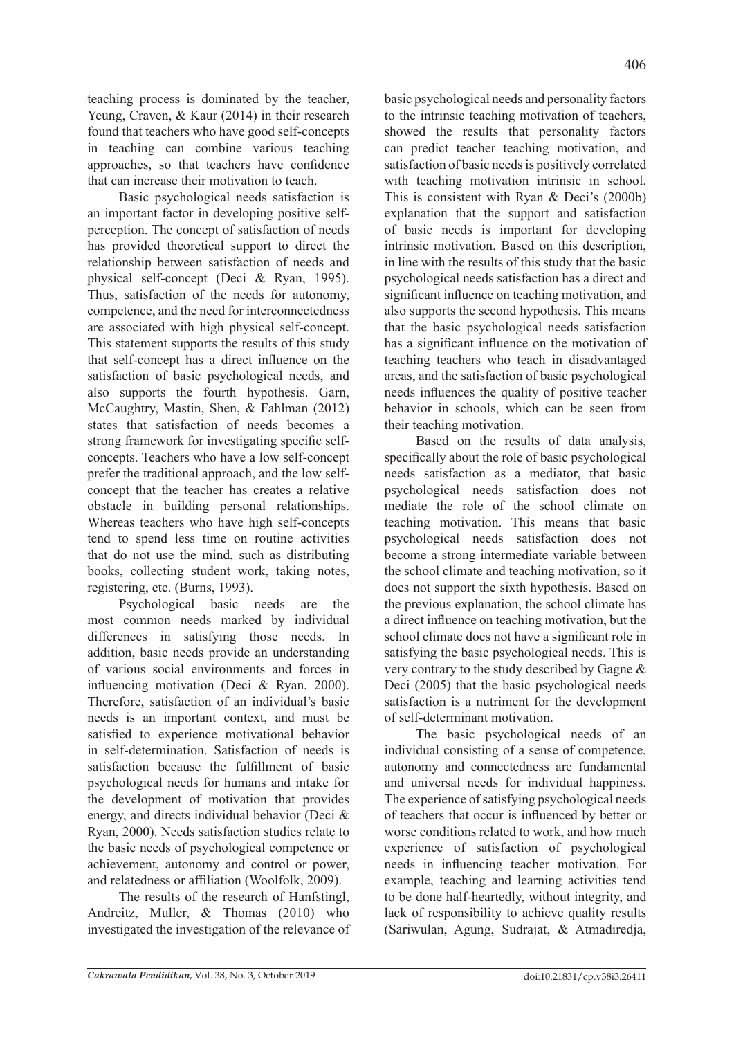teaching process is dominated by the teacher, Yeung, Craven, & Kaur (2014) in their research found that teachers who have good self-concepts in teaching can combine various teaching approaches, so that teachers have confidence that can increase their motivation to teach.

Basic psychological needs satisfaction is an important factor in developing positive self-perception. The concept of satisfaction of needs has provided theoretical support to direct the relationship between satisfaction of needs and physical self-concept (Deci & Ryan, 1995). Thus, satisfaction of the needs for autonomy, competence, and the need for interconnectedness are associated with high physical self-concept. This statement supports the results of this study that self-concept has a direct influence on the satisfaction of basic psychological needs, and also supports the fourth hypothesis. Garn, McCaughtry, Mastin, Shen, & Fahlman (2012) states that satisfaction of needs becomes a strong framework for investigating specific self-concepts. Teachers who have a low self-concept prefer the traditional approach, and the low self-concept that the teacher has creates a relative obstacle in building personal relationships. Whereas teachers who have high self-concepts tend to spend less time on routine activities that do not use the mind, such as distributing books, collecting student work, taking notes, registering, etc. (Burns, 1993).

Psychological basic needs are the most common needs marked by individual differences in satisfying those needs. In addition, basic needs provide an understanding of various social environments and forces in influencing motivation (Deci & Ryan, 2000). Therefore, satisfaction of an individual's basic needs is an important context, and must be satisfied to experience motivational behavior in self-determination. Satisfaction of needs is satisfaction because the fulfillment of basic psychological needs for humans and intake for the development of motivation that provides energy, and directs individual behavior (Deci & Ryan, 2000). Needs satisfaction studies relate to the basic needs of psychological competence or achievement, autonomy and control or power, and relatedness or affiliation (Woolfolk, 2009).

The results of the research of Hanfstingl, Andreitz, Muller, & Thomas (2010) who investigated the investigation of the relevance of basic psychological needs and personality factors to the intrinsic teaching motivation of teachers, showed the results that personality factors can predict teacher teaching motivation, and satisfaction of basic needs is positively correlated with teaching motivation intrinsic in school. This is consistent with Ryan & Deci's (2000b) explanation that the support and satisfaction of basic needs is important for developing intrinsic motivation. Based on this description, in line with the results of this study that the basic psychological needs satisfaction has a direct and significant influence on teaching motivation, and also supports the second hypothesis. This means that the basic psychological needs satisfaction has a significant influence on the motivation of teaching teachers who teach in disadvantaged areas, and the satisfaction of basic psychological needs influences the quality of positive teacher behavior in schools, which can be seen from their teaching motivation.

Based on the results of data analysis, specifically about the role of basic psychological needs satisfaction as a mediator, that basic psychological needs satisfaction does not mediate the role of the school climate on teaching motivation. This means that basic psychological needs satisfaction does not become a strong intermediate variable between the school climate and teaching motivation, so it does not support the sixth hypothesis. Based on the previous explanation, the school climate has a direct influence on teaching motivation, but the school climate does not have a significant role in satisfying the basic psychological needs. This is very contrary to the study described by Gagne & Deci (2005) that the basic psychological needs satisfaction is a nutriment for the development of self-determinant motivation.

The basic psychological needs of an individual consisting of a sense of competence, autonomy and connectedness are fundamental and universal needs for individual happiness. The experience of satisfying psychological needs of teachers that occur is influenced by better or worse conditions related to work, and how much experience of satisfaction of psychological needs in influencing teacher motivation. For example, teaching and learning activities tend to be done half-heartedly, without integrity, and lack of responsibility to achieve quality results (Sariwulan, Agung, Sudrajat, & Atmadiredja,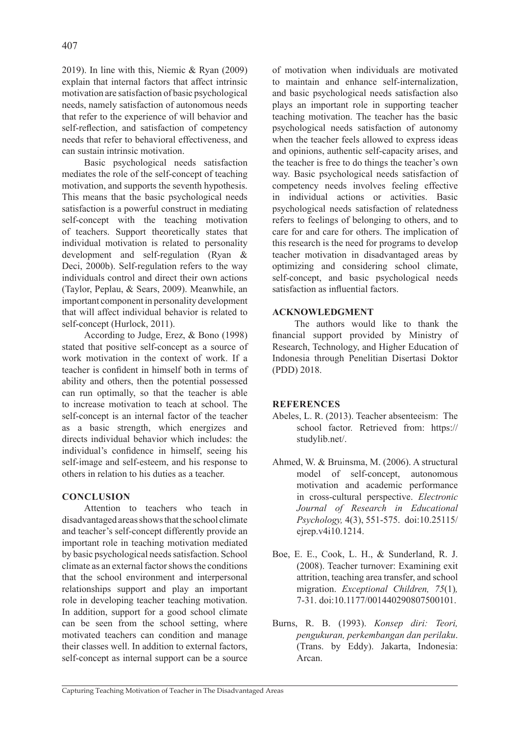2019). In line with this, Niemic & Ryan (2009) explain that internal factors that affect intrinsic motivation are satisfaction of basic psychological needs, namely satisfaction of autonomous needs that refer to the experience of will behavior and self-reflection, and satisfaction of competency needs that refer to behavioral effectiveness, and can sustain intrinsic motivation.

Basic psychological needs satisfaction mediates the role of the self-concept of teaching motivation, and supports the seventh hypothesis. This means that the basic psychological needs satisfaction is a powerful construct in mediating self-concept with the teaching motivation of teachers. Support theoretically states that individual motivation is related to personality development and self-regulation (Ryan & Deci, 2000b). Self-regulation refers to the way individuals control and direct their own actions (Taylor, Peplau, & Sears, 2009). Meanwhile, an important component in personality development that will affect individual behavior is related to self-concept (Hurlock, 2011).

According to Judge, Erez, & Bono (1998) stated that positive self-concept as a source of work motivation in the context of work. If a teacher is confident in himself both in terms of ability and others, then the potential possessed can run optimally, so that the teacher is able to increase motivation to teach at school. The self-concept is an internal factor of the teacher as a basic strength, which energizes and directs individual behavior which includes: the individual's confidence in himself, seeing his self-image and self-esteem, and his response to others in relation to his duties as a teacher.

## CONCLUSION

Attention to teachers who teach in disadvantaged areas shows that the school climate and teacher's self-concept differently provide an important role in teaching motivation mediated by basic psychological needs satisfaction. School climate as an external factor shows the conditions that the school environment and interpersonal relationships support and play an important role in developing teacher teaching motivation. In addition, support for a good school climate can be seen from the school setting, where motivated teachers can condition and manage their classes well. In addition to external factors, self-concept as internal support can be a source of motivation when individuals are motivated to maintain and enhance self-internalization, and basic psychological needs satisfaction also plays an important role in supporting teacher teaching motivation. The teacher has the basic psychological needs satisfaction of autonomy when the teacher feels allowed to express ideas and opinions, authentic self-capacity arises, and the teacher is free to do things the teacher's own way. Basic psychological needs satisfaction of competency needs involves feeling effective in individual actions or activities. Basic psychological needs satisfaction of relatedness refers to feelings of belonging to others, and to care for and care for others. The implication of this research is the need for programs to develop teacher motivation in disadvantaged areas by optimizing and considering school climate, self-concept, and basic psychological needs satisfaction as influential factors.

## ACKNOWLEDGMENT

The authors would like to thank the financial support provided by Ministry of Research, Technology, and Higher Education of Indonesia through Penelitian Disertasi Doktor (PDD) 2018.

## REFERENCES

Abeles, L. R. (2013). Teacher absenteeism: The school factor. Retrieved from: https://studylib.net/.

Ahmed, W. & Bruinsma, M. (2006). A structural model of self-concept, autonomous motivation and academic performance in cross-cultural perspective. *Electronic Journal of Research in Educational Psychology,* 4(3), 551-575. doi:10.25115/ejrep.v4i10.1214.

Boe, E. E., Cook, L. H., & Sunderland, R. J. (2008). Teacher turnover: Examining exit attrition, teaching area transfer, and school migration. *Exceptional Children, 75*(1)*,* 7-31. doi:10.1177/001440290807500101.

Burns, R. B. (1993). *Konsep diri: Teori, pengukuran, perkembangan dan perilaku*. (Trans. by Eddy). Jakarta, Indonesia: Arcan.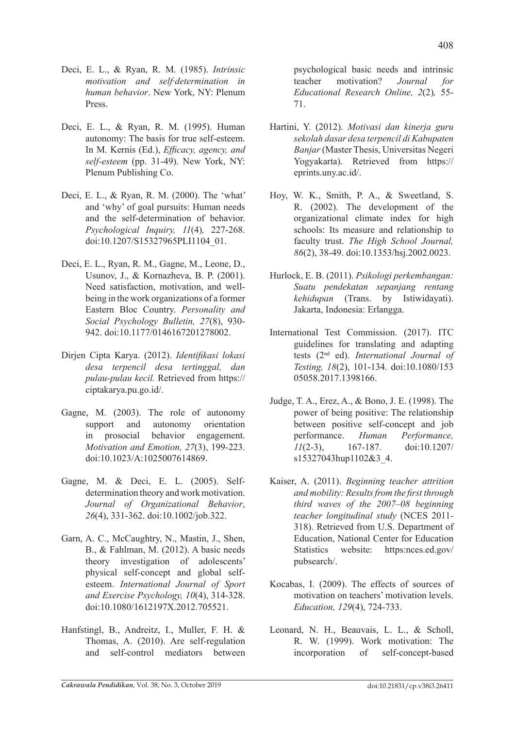Deci, E. L., & Ryan, R. M. (1985). *Intrinsic motivation and self-determination in human behavior*. New York, NY: Plenum Press.

Deci, E. L., & Ryan, R. M. (1995). Human autonomy: The basis for true self-esteem. In M. Kernis (Ed.), *Efficacy, agency, and self-esteem* (pp. 31-49). New York, NY: Plenum Publishing Co.

Deci, E. L., & Ryan, R. M. (2000). The 'what' and 'why' of goal pursuits: Human needs and the self-determination of behavior. *Psychological Inquiry, 11*(4), 227-268. doi:10.1207/S15327965PLI1104_01.

Deci, E. L., Ryan, R. M., Gagne, M., Leone, D., Usunov, J., & Kornazheva, B. P. (2001). Need satisfaction, motivation, and well-being in the work organizations of a former Eastern Bloc Country. *Personality and Social Psychology Bulletin, 27*(8), 930-942. doi:10.1177/0146167201278002.

Dirjen Cipta Karya. (2012). *Identifikasi lokasi desa terpencil desa tertinggal, dan pulau-pulau kecil.* Retrieved from https://ciptakarya.pu.go.id/.

Gagne, M. (2003). The role of autonomy support and autonomy orientation in prosocial behavior engagement. *Motivation and Emotion, 27*(3), 199-223. doi:10.1023/A:1025007614869.

Gagne, M. & Deci, E. L. (2005). Self-determination theory and work motivation. *Journal of Organizational Behavior*, *26*(4), 331-362. doi:10.1002/job.322.

Garn, A. C., McCaughtry, N., Mastin, J., Shen, B., & Fahlman, M. (2012). A basic needs theory investigation of adolescents' physical self-concept and global self-esteem. *International Journal of Sport and Exercise Psychology, 10*(4), 314-328. doi:10.1080/1612197X.2012.705521.

Hanfstingl, B., Andreitz, I., Muller, F. H. & Thomas, A. (2010). Are self-regulation and self-control mediators between psychological basic needs and intrinsic teacher motivation? *Journal for Educational Research Online, 2*(2), 55-71.

Hartini, Y. (2012). *Motivasi dan kinerja guru sekolah dasar desa terpencil di Kabupaten Banjar* (Master Thesis, Universitas Negeri Yogyakarta). Retrieved from https://eprints.uny.ac.id/.

Hoy, W. K., Smith, P. A., & Sweetland, S. R. (2002). The development of the organizational climate index for high schools: Its measure and relationship to faculty trust. *The High School Journal, 86*(2), 38-49. doi:10.1353/hsj.2002.0023.

Hurlock, E. B. (2011). *Psikologi perkembangan: Suatu pendekatan sepanjang rentang kehidupan* (Trans. by Istiwidayati). Jakarta, Indonesia: Erlangga.

International Test Commission. (2017). ITC guidelines for translating and adapting tests (2nd ed). *International Journal of Testing, 18*(2), 101-134. doi:10.1080/15305058.2017.1398166.

Judge, T. A., Erez, A., & Bono, J. E. (1998). The power of being positive: The relationship between positive self-concept and job performance. *Human Performance, 11*(2-3), 167-187. doi:10.1207/s15327043hup1102&3_4.

Kaiser, A. (2011). *Beginning teacher attrition and mobility: Results from the first through third waves of the 2007–08 beginning teacher longitudinal study* (NCES 2011-318). Retrieved from U.S. Department of Education, National Center for Education Statistics website: https:nces.ed.gov/pubsearch/.

Kocabas, I. (2009). The effects of sources of motivation on teachers' motivation levels. *Education, 129*(4), 724-733.

Leonard, N. H., Beauvais, L. L., & Scholl, R. W. (1999). Work motivation: The incorporation of self-concept-based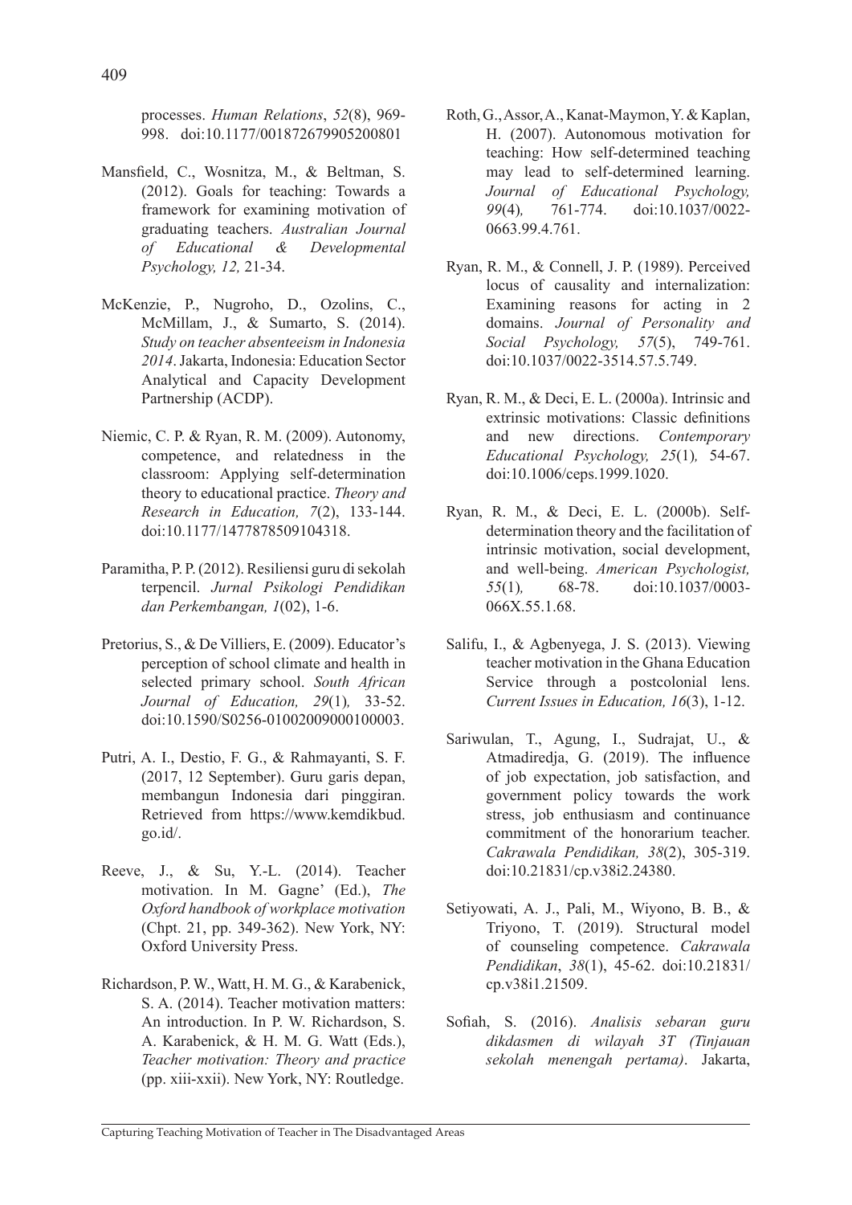processes. *Human Relations*, *52*(8), 969-998. doi:10.1177/001872679905200801

Mansfield, C., Wosnitza, M., & Beltman, S. (2012). Goals for teaching: Towards a framework for examining motivation of graduating teachers. *Australian Journal of Educational & Developmental Psychology, 12,* 21-34.

McKenzie, P., Nugroho, D., Ozolins, C., McMillam, J., & Sumarto, S. (2014). *Study on teacher absenteeism in Indonesia 2014*. Jakarta, Indonesia: Education Sector Analytical and Capacity Development Partnership (ACDP).

Niemic, C. P. & Ryan, R. M. (2009). Autonomy, competence, and relatedness in the classroom: Applying self-determination theory to educational practice. *Theory and Research in Education, 7*(2), 133-144. doi:10.1177/1477878509104318.

Paramitha, P. P. (2012). Resiliensi guru di sekolah terpencil. *Jurnal Psikologi Pendidikan dan Perkembangan, 1*(02), 1-6.

Pretorius, S., & De Villiers, E. (2009). Educator's perception of school climate and health in selected primary school. *South African Journal of Education, 29*(1)*,* 33-52. doi:10.1590/S0256-01002009000100003.

Putri, A. I., Destio, F. G., & Rahmayanti, S. F. (2017, 12 September). Guru garis depan, membangun Indonesia dari pinggiran. Retrieved from https://www.kemdikbud.go.id/.

Reeve, J., & Su, Y.-L. (2014). Teacher motivation. In M. Gagne' (Ed.), *The Oxford handbook of workplace motivation* (Chpt. 21, pp. 349-362). New York, NY: Oxford University Press.

Richardson, P. W., Watt, H. M. G., & Karabenick, S. A. (2014). Teacher motivation matters: An introduction. In P. W. Richardson, S. A. Karabenick, & H. M. G. Watt (Eds.), *Teacher motivation: Theory and practice* (pp. xiii-xxii). New York, NY: Routledge.

Roth, G., Assor, A., Kanat-Maymon, Y. & Kaplan, H. (2007). Autonomous motivation for teaching: How self-determined teaching may lead to self-determined learning. *Journal of Educational Psychology, 99*(4)*,* 761-774. doi:10.1037/0022-0663.99.4.761.

Ryan, R. M., & Connell, J. P. (1989). Perceived locus of causality and internalization: Examining reasons for acting in 2 domains. *Journal of Personality and Social Psychology, 57*(5), 749-761. doi:10.1037/0022-3514.57.5.749.

Ryan, R. M., & Deci, E. L. (2000a). Intrinsic and extrinsic motivations: Classic definitions and new directions. *Contemporary Educational Psychology, 25*(1)*,* 54-67. doi:10.1006/ceps.1999.1020.

Ryan, R. M., & Deci, E. L. (2000b). Self-determination theory and the facilitation of intrinsic motivation, social development, and well-being. *American Psychologist, 55*(1)*,* 68-78. doi:10.1037/0003-066X.55.1.68.

Salifu, I., & Agbenyega, J. S. (2013). Viewing teacher motivation in the Ghana Education Service through a postcolonial lens. *Current Issues in Education, 16*(3), 1-12.

Sariwulan, T., Agung, I., Sudrajat, U., & Atmadiredja, G. (2019). The influence of job expectation, job satisfaction, and government policy towards the work stress, job enthusiasm and continuance commitment of the honorarium teacher. *Cakrawala Pendidikan, 38*(2), 305-319. doi:10.21831/cp.v38i2.24380.

Setiyowati, A. J., Pali, M., Wiyono, B. B., & Triyono, T. (2019). Structural model of counseling competence. *Cakrawala Pendidikan*, *38*(1), 45-62. doi:10.21831/cp.v38i1.21509.

Sofiah, S. (2016). *Analisis sebaran guru dikdasmen di wilayah 3T (Tinjauan sekolah menengah pertama)*. Jakarta,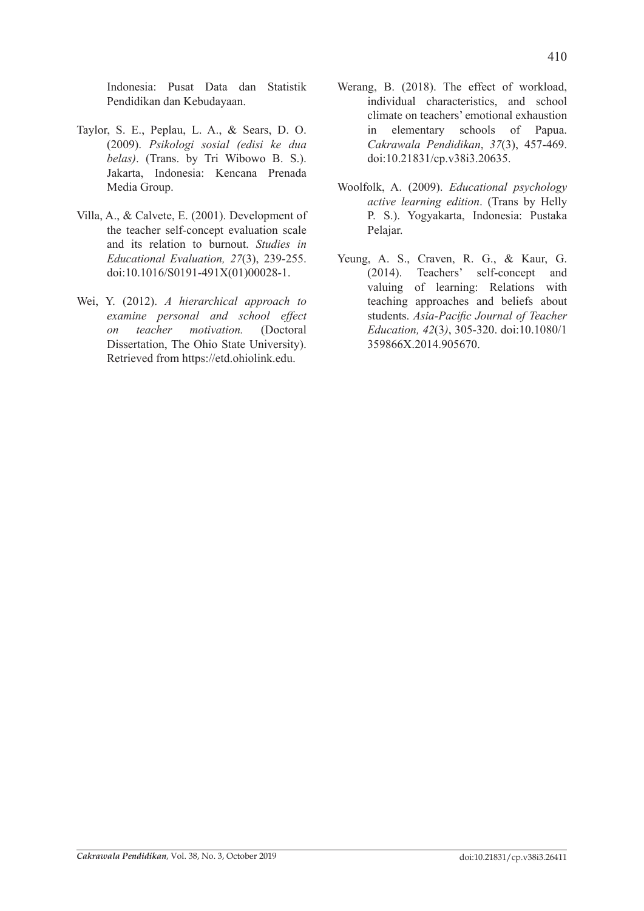Indonesia: Pusat Data dan Statistik Pendidikan dan Kebudayaan.

Taylor, S. E., Peplau, L. A., & Sears, D. O. (2009). *Psikologi sosial (edisi ke dua belas)*. (Trans. by Tri Wibowo B. S.). Jakarta, Indonesia: Kencana Prenada Media Group.

Villa, A., & Calvete, E. (2001). Development of the teacher self-concept evaluation scale and its relation to burnout. *Studies in Educational Evaluation, 27*(3), 239-255. doi:10.1016/S0191-491X(01)00028-1.

Wei, Y. (2012). *A hierarchical approach to examine personal and school effect on teacher motivation.* (Doctoral Dissertation, The Ohio State University). Retrieved from https://etd.ohiolink.edu.

Werang, B. (2018). The effect of workload, individual characteristics, and school climate on teachers' emotional exhaustion in elementary schools of Papua. *Cakrawala Pendidikan*, *37*(3), 457-469. doi:10.21831/cp.v38i3.20635.

Woolfolk, A. (2009). *Educational psychology active learning edition*. (Trans by Helly P. S.). Yogyakarta, Indonesia: Pustaka Pelajar.

Yeung, A. S., Craven, R. G., & Kaur, G. (2014). Teachers' self-concept and valuing of learning: Relations with teaching approaches and beliefs about students. *Asia-Pacific Journal of Teacher Education, 42*(3*)*, 305-320. doi:10.1080/1359866X.2014.905670.